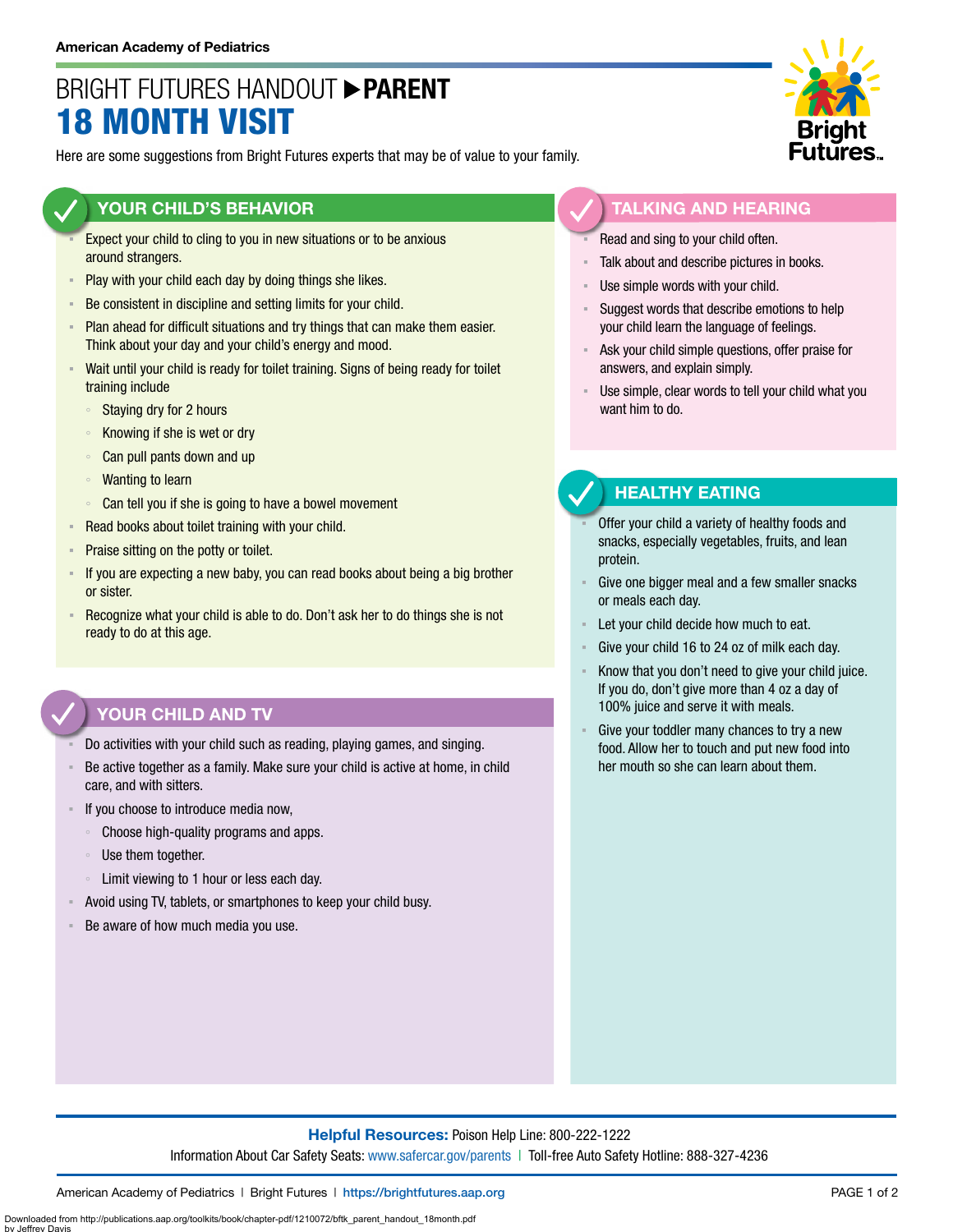American Academy of Pediatrics

# BRIGHT FUTURES HANDOUT ▶ PARENT
# 18 MONTH VISIT

Here are some suggestions from Bright Futures experts that may be of value to your family.

## YOUR CHILD'S BEHAVIOR

- Expect your child to cling to you in new situations or to be anxious around strangers.
- Play with your child each day by doing things she likes.
- Be consistent in discipline and setting limits for your child.
- Plan ahead for difficult situations and try things that can make them easier. Think about your day and your child's energy and mood.
- Wait until your child is ready for toilet training. Signs of being ready for toilet training include
  - Staying dry for 2 hours
  - Knowing if she is wet or dry
  - Can pull pants down and up
  - Wanting to learn
  - Can tell you if she is going to have a bowel movement
- Read books about toilet training with your child.
- Praise sitting on the potty or toilet.
- If you are expecting a new baby, you can read books about being a big brother or sister.
- Recognize what your child is able to do. Don't ask her to do things she is not ready to do at this age.

## YOUR CHILD AND TV

- Do activities with your child such as reading, playing games, and singing.
- Be active together as a family. Make sure your child is active at home, in child care, and with sitters.
- If you choose to introduce media now,
  - Choose high-quality programs and apps.
  - Use them together.
  - Limit viewing to 1 hour or less each day.
- Avoid using TV, tablets, or smartphones to keep your child busy.
- Be aware of how much media you use.

## TALKING AND HEARING

- Read and sing to your child often.
- Talk about and describe pictures in books.
- Use simple words with your child.
- Suggest words that describe emotions to help your child learn the language of feelings.
- Ask your child simple questions, offer praise for answers, and explain simply.
- Use simple, clear words to tell your child what you want him to do.

## HEALTHY EATING

- Offer your child a variety of healthy foods and snacks, especially vegetables, fruits, and lean protein.
- Give one bigger meal and a few smaller snacks or meals each day.
- Let your child decide how much to eat.
- Give your child 16 to 24 oz of milk each day.
- Know that you don't need to give your child juice. If you do, don't give more than 4 oz a day of 100% juice and serve it with meals.
- Give your toddler many chances to try a new food. Allow her to touch and put new food into her mouth so she can learn about them.

**Helpful Resources:** Poison Help Line: 800-222-1222

Information About Car Safety Seats: www.safercar.gov/parents | Toll-free Auto Safety Hotline: 888-327-4236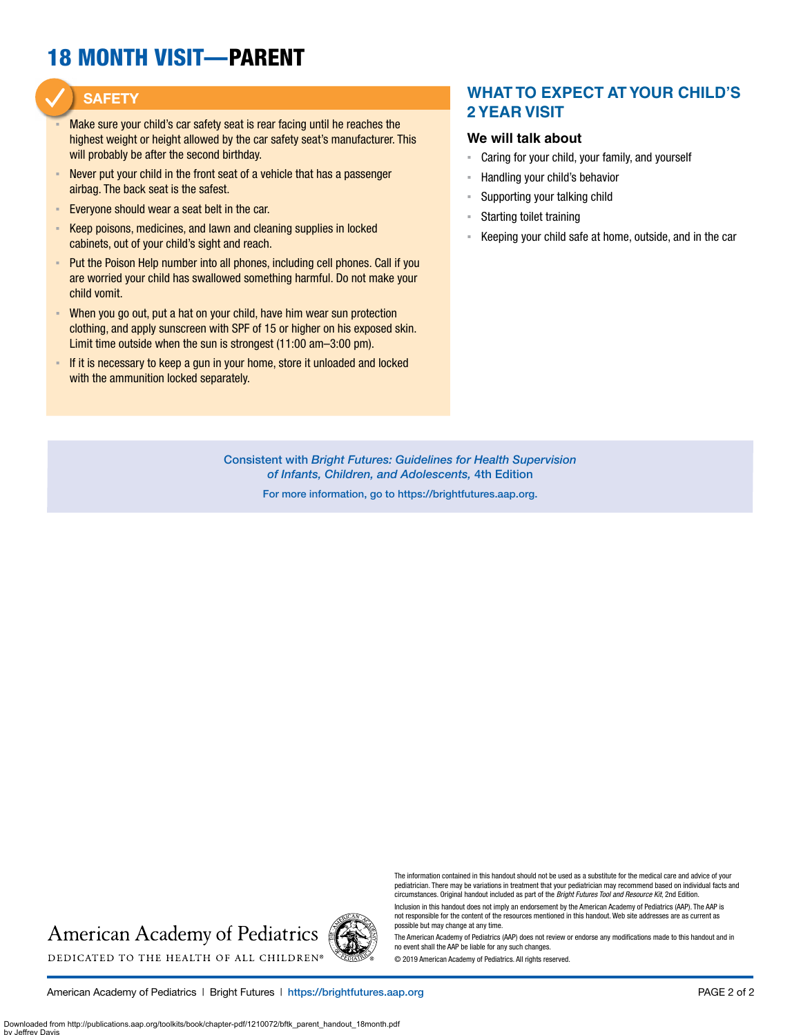# 18 MONTH VISIT—PARENT

## SAFETY

- Make sure your child's car safety seat is rear facing until he reaches the highest weight or height allowed by the car safety seat's manufacturer. This will probably be after the second birthday.
- Never put your child in the front seat of a vehicle that has a passenger airbag. The back seat is the safest.
- Everyone should wear a seat belt in the car.
- Keep poisons, medicines, and lawn and cleaning supplies in locked cabinets, out of your child's sight and reach.
- Put the Poison Help number into all phones, including cell phones. Call if you are worried your child has swallowed something harmful. Do not make your child vomit.
- When you go out, put a hat on your child, have him wear sun protection clothing, and apply sunscreen with SPF of 15 or higher on his exposed skin. Limit time outside when the sun is strongest (11:00 am–3:00 pm).
- If it is necessary to keep a gun in your home, store it unloaded and locked with the ammunition locked separately.

## WHAT TO EXPECT AT YOUR CHILD'S 2 YEAR VISIT

### We will talk about

- Caring for your child, your family, and yourself
- Handling your child's behavior
- Supporting your talking child
- Starting toilet training
- Keeping your child safe at home, outside, and in the car

Consistent with *Bright Futures: Guidelines for Health Supervision of Infants, Children, and Adolescents,* 4th Edition

For more information, go to https://brightfutures.aap.org.

American Academy of Pediatrics

DEDICATED TO THE HEALTH OF ALL CHILDREN®

The information contained in this handout should not be used as a substitute for the medical care and advice of your pediatrician. There may be variations in treatment that your pediatrician may recommend based on individual facts and circumstances. Original handout included as part of the *Bright Futures Tool and Resource Kit*, 2nd Edition.

Inclusion in this handout does not imply an endorsement by the American Academy of Pediatrics (AAP). The AAP is not responsible for the content of the resources mentioned in this handout. Web site addresses are as current as possible but may change at any time.

The American Academy of Pediatrics (AAP) does not review or endorse any modifications made to this handout and in no event shall the AAP be liable for any such changes.

© 2019 American Academy of Pediatrics. All rights reserved.